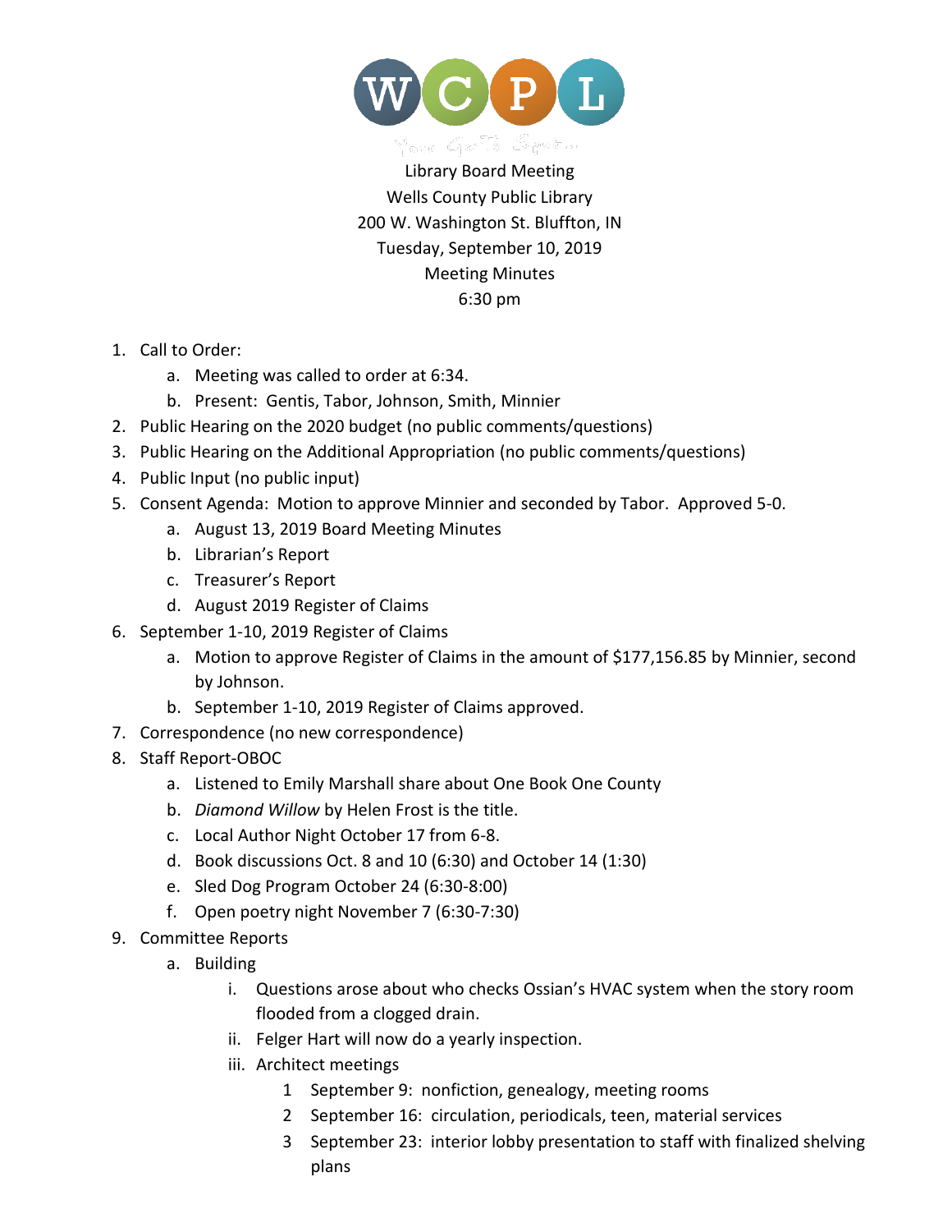WCPL

Library Board Meeting
Wells County Public Library
200 W. Washington St. Bluffton, IN
Tuesday, September 10, 2019
Meeting Minutes
6:30 pm

1. Call to Order:
    a. Meeting was called to order at 6:34.
    b. Present: Gentis, Tabor, Johnson, Smith, Minnier
2. Public Hearing on the 2020 budget (no public comments/questions)
3. Public Hearing on the Additional Appropriation (no public comments/questions)
4. Public Input (no public input)
5. Consent Agenda: Motion to approve Minnier and seconded by Tabor. Approved 5-0.
    a. August 13, 2019 Board Meeting Minutes
    b. Librarian's Report
    c. Treasurer's Report
    d. August 2019 Register of Claims
6. September 1-10, 2019 Register of Claims
    a. Motion to approve Register of Claims in the amount of $177,156.85 by Minnier, second by Johnson.
    b. September 1-10, 2019 Register of Claims approved.
7. Correspondence (no new correspondence)
8. Staff Report-OBOC
    a. Listened to Emily Marshall share about One Book One County
    b. *Diamond Willow* by Helen Frost is the title.
    c. Local Author Night October 17 from 6-8.
    d. Book discussions Oct. 8 and 10 (6:30) and October 14 (1:30)
    e. Sled Dog Program October 24 (6:30-8:00)
    f. Open poetry night November 7 (6:30-7:30)
9. Committee Reports
    a. Building
        i. Questions arose about who checks Ossian's HVAC system when the story room flooded from a clogged drain.
        ii. Felger Hart will now do a yearly inspection.
        iii. Architect meetings
            1. September 9: nonfiction, genealogy, meeting rooms
            2. September 16: circulation, periodicals, teen, material services
            3. September 23: interior lobby presentation to staff with finalized shelving plans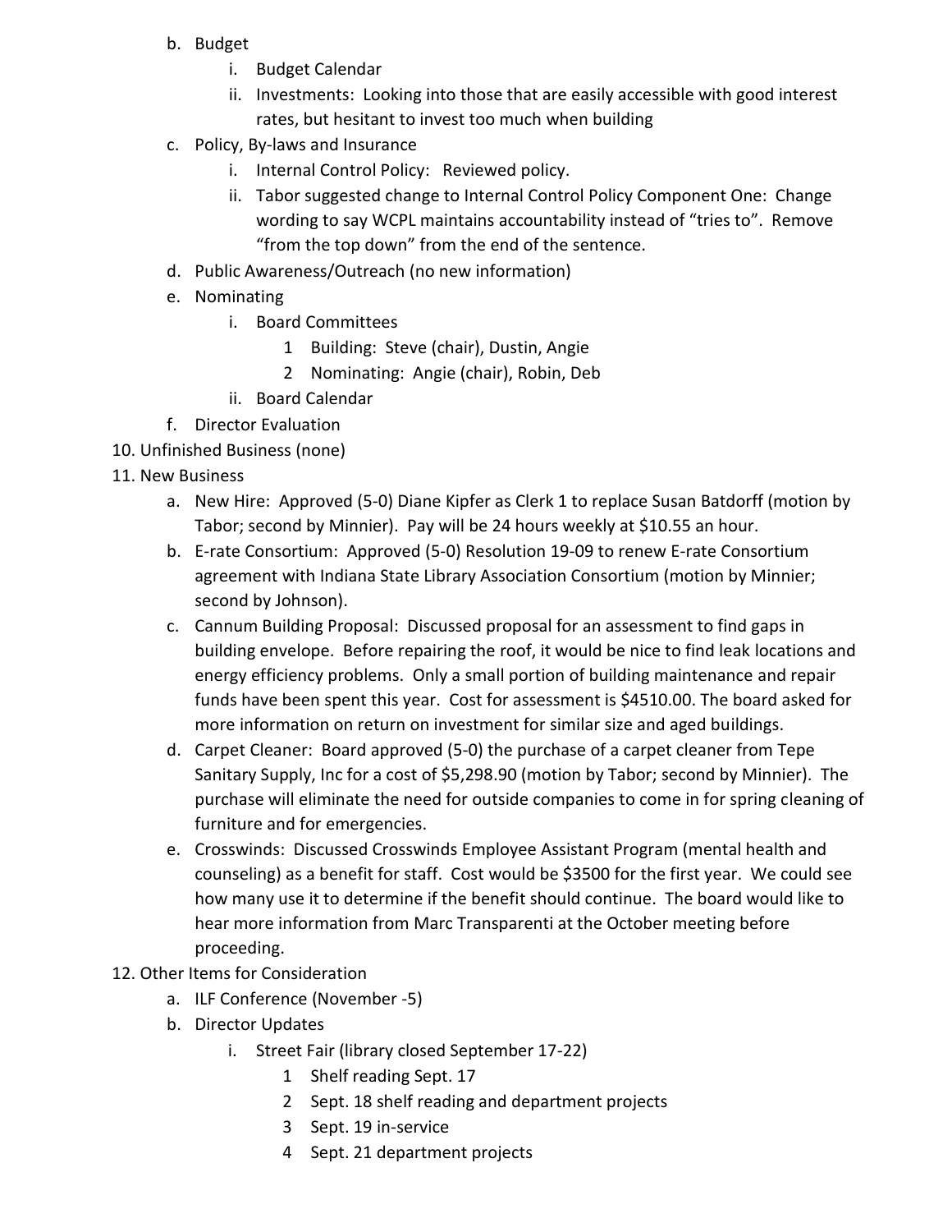b. Budget
   i. Budget Calendar
   ii. Investments: Looking into those that are easily accessible with good interest rates, but hesitant to invest too much when building
c. Policy, By-laws and Insurance
   i. Internal Control Policy: Reviewed policy.
   ii. Tabor suggested change to Internal Control Policy Component One: Change wording to say WCPL maintains accountability instead of "tries to". Remove "from the top down" from the end of the sentence.
d. Public Awareness/Outreach (no new information)
e. Nominating
   i. Board Committees
      1 Building: Steve (chair), Dustin, Angie
      2 Nominating: Angie (chair), Robin, Deb
   ii. Board Calendar
f. Director Evaluation

10. Unfinished Business (none)

11. New Business
   a. New Hire: Approved (5-0) Diane Kipfer as Clerk 1 to replace Susan Batdorff (motion by Tabor; second by Minnier). Pay will be 24 hours weekly at $10.55 an hour.
   b. E-rate Consortium: Approved (5-0) Resolution 19-09 to renew E-rate Consortium agreement with Indiana State Library Association Consortium (motion by Minnier; second by Johnson).
   c. Cannum Building Proposal: Discussed proposal for an assessment to find gaps in building envelope. Before repairing the roof, it would be nice to find leak locations and energy efficiency problems. Only a small portion of building maintenance and repair funds have been spent this year. Cost for assessment is $4510.00. The board asked for more information on return on investment for similar size and aged buildings.
   d. Carpet Cleaner: Board approved (5-0) the purchase of a carpet cleaner from Tepe Sanitary Supply, Inc for a cost of $5,298.90 (motion by Tabor; second by Minnier). The purchase will eliminate the need for outside companies to come in for spring cleaning of furniture and for emergencies.
   e. Crosswinds: Discussed Crosswinds Employee Assistant Program (mental health and counseling) as a benefit for staff. Cost would be $3500 for the first year. We could see how many use it to determine if the benefit should continue. The board would like to hear more information from Marc Transparenti at the October meeting before proceeding.

12. Other Items for Consideration
   a. ILF Conference (November -5)
   b. Director Updates
      i. Street Fair (library closed September 17-22)
         1 Shelf reading Sept. 17
         2 Sept. 18 shelf reading and department projects
         3 Sept. 19 in-service
         4 Sept. 21 department projects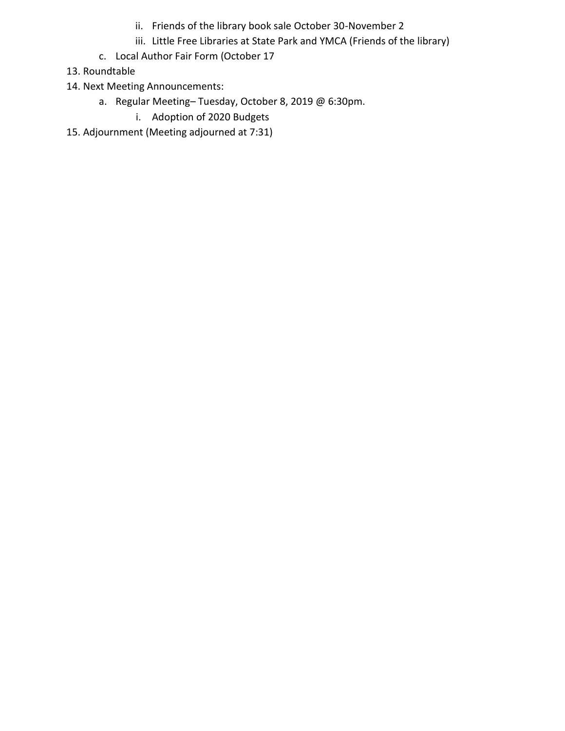- ii. Friends of the library book sale October 30-November 2
   - iii. Little Free Libraries at State Park and YMCA (Friends of the library)
- c. Local Author Fair Form (October 17

13. Roundtable
14. Next Meeting Announcements:
    - a. Regular Meeting– Tuesday, October 8, 2019 @ 6:30pm.
        - i. Adoption of 2020 Budgets
15. Adjournment (Meeting adjourned at 7:31)